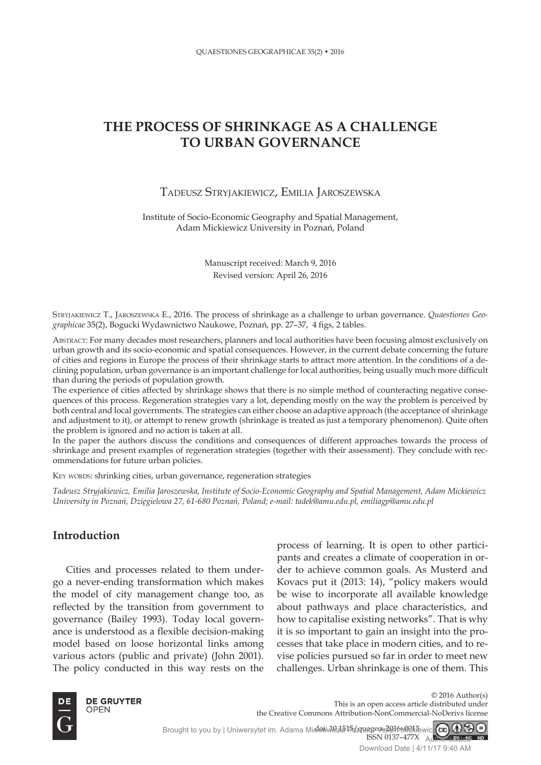# THE PROCESS OF SHRINKAGE AS A CHALLENGE TO URBAN GOVERNANCE

Tadeusz Stryjakiewicz, Emilia Jaroszewska

Institute of Socio-Economic Geography and Spatial Management, Adam Mickiewicz University in Poznań, Poland

Manuscript received: March 9, 2016
Revised version: April 26, 2016

Stryjakiewicz T., Jaroszewska E., 2016. The process of shrinkage as a challenge to urban governance. *Quaestiones Geographicae* 35(2), Bogucki Wydawnictwo Naukowe, Poznań, pp. 27–37, 4 figs, 2 tables.

Abstract: For many decades most researchers, planners and local authorities have been focusing almost exclusively on urban growth and its socio-economic and spatial consequences. However, in the current debate concerning the future of cities and regions in Europe the process of their shrinkage starts to attract more attention. In the conditions of a declining population, urban governance is an important challenge for local authorities, being usually much more difficult than during the periods of population growth.

The experience of cities affected by shrinkage shows that there is no simple method of counteracting negative consequences of this process. Regeneration strategies vary a lot, depending mostly on the way the problem is perceived by both central and local governments. The strategies can either choose an adaptive approach (the acceptance of shrinkage and adjustment to it), or attempt to renew growth (shrinkage is treated as just a temporary phenomenon). Quite often the problem is ignored and no action is taken at all.

In the paper the authors discuss the conditions and consequences of different approaches towards the process of shrinkage and present examples of regeneration strategies (together with their assessment). They conclude with recommendations for future urban policies.

Key words: shrinking cities, urban governance, regeneration strategies

*Tadeusz Stryjakiewicz, Emilia Jaroszewska, Institute of Socio-Economic Geography and Spatial Management, Adam Mickiewicz University in Poznań, Dzięgielowa 27, 61-680 Poznań, Poland; e-mail: tadek@amu.edu.pl, emiliagp@amu.edu.pl*

## Introduction

Cities and processes related to them undergo a never-ending transformation which makes the model of city management change too, as reflected by the transition from government to governance (Bailey 1993). Today local governance is understood as a flexible decision-making model based on loose horizontal links among various actors (public and private) (John 2001). The policy conducted in this way rests on the process of learning. It is open to other participants and creates a climate of cooperation in order to achieve common goals. As Musterd and Kovacs put it (2013: 14), "policy makers would be wise to incorporate all available knowledge about pathways and place characteristics, and how to capitalise existing networks". That is why it is so important to gain an insight into the processes that take place in modern cities, and to revise policies pursued so far in order to meet new challenges. Urban shrinkage is one of them. This

© 2016 Author(s)
This is an open access article distributed under the Creative Commons Attribution-NonCommercial-NoDerivs license

doi: 10.1515/quageo-2016-0013
ISSN 0137-477X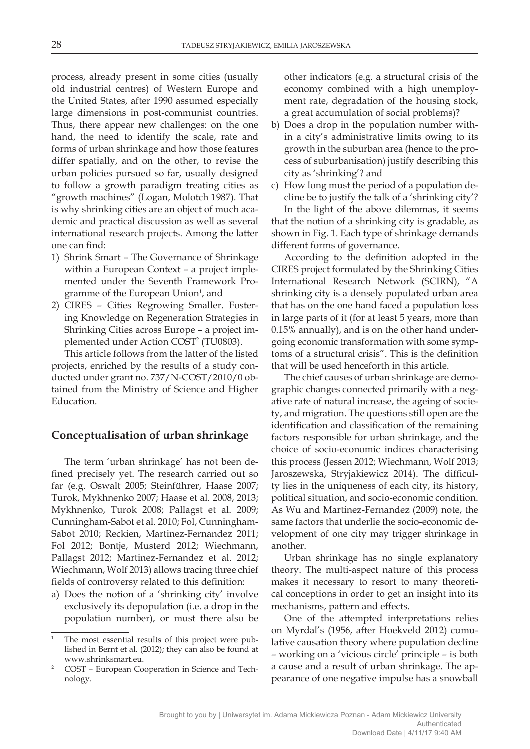process, already present in some cities (usually old industrial centres) of Western Europe and the United States, after 1990 assumed especially large dimensions in post-communist countries. Thus, there appear new challenges: on the one hand, the need to identify the scale, rate and forms of urban shrinkage and how those features differ spatially, and on the other, to revise the urban policies pursued so far, usually designed to follow a growth paradigm treating cities as "growth machines" (Logan, Molotch 1987). That is why shrinking cities are an object of much academic and practical discussion as well as several international research projects. Among the latter one can find:

1) Shrink Smart – The Governance of Shrinkage within a European Context – a project implemented under the Seventh Framework Programme of the European Union[1], and
2) CIRES – Cities Regrowing Smaller. Fostering Knowledge on Regeneration Strategies in Shrinking Cities across Europe – a project implemented under Action COST[2] (TU0803).

This article follows from the latter of the listed projects, enriched by the results of a study conducted under grant no. 737/N-COST/2010/0 obtained from the Ministry of Science and Higher Education.

## Conceptualisation of urban shrinkage

The term 'urban shrinkage' has not been defined precisely yet. The research carried out so far (e.g. Oswalt 2005; Steinführer, Haase 2007; Turok, Mykhnenko 2007; Haase et al. 2008, 2013; Mykhnenko, Turok 2008; Pallagst et al. 2009; Cunningham-Sabot et al. 2010; Fol, Cunningham-Sabot 2010; Reckien, Martinez-Fernandez 2011; Fol 2012; Bontje, Musterd 2012; Wiechmann, Pallagst 2012; Martinez-Fernandez et al. 2012; Wiechmann, Wolf 2013) allows tracing three chief fields of controversy related to this definition:

a) Does the notion of a 'shrinking city' involve exclusively its depopulation (i.e. a drop in the population number), or must there also be other indicators (e.g. a structural crisis of the economy combined with a high unemployment rate, degradation of the housing stock, a great accumulation of social problems)?
b) Does a drop in the population number within a city's administrative limits owing to its growth in the suburban area (hence to the process of suburbanisation) justify describing this city as 'shrinking'? and
c) How long must the period of a population decline be to justify the talk of a 'shrinking city'?

In the light of the above dilemmas, it seems that the notion of a shrinking city is gradable, as shown in Fig. 1. Each type of shrinkage demands different forms of governance.

According to the definition adopted in the CIRES project formulated by the Shrinking Cities International Research Network (SCIRN), "A shrinking city is a densely populated urban area that has on the one hand faced a population loss in large parts of it (for at least 5 years, more than 0.15% annually), and is on the other hand undergoing economic transformation with some symptoms of a structural crisis". This is the definition that will be used henceforth in this article.

The chief causes of urban shrinkage are demographic changes connected primarily with a negative rate of natural increase, the ageing of society, and migration. The questions still open are the identification and classification of the remaining factors responsible for urban shrinkage, and the choice of socio-economic indices characterising this process (Jessen 2012; Wiechmann, Wolf 2013; Jaroszewska, Stryjakiewicz 2014). The difficulty lies in the uniqueness of each city, its history, political situation, and socio-economic condition. As Wu and Martinez-Fernandez (2009) note, the same factors that underlie the socio-economic development of one city may trigger shrinkage in another.

Urban shrinkage has no single explanatory theory. The multi-aspect nature of this process makes it necessary to resort to many theoretical conceptions in order to get an insight into its mechanisms, pattern and effects.

One of the attempted interpretations relies on Myrdal's (1956, after Hoekveld 2012) cumulative causation theory where population decline – working on a 'vicious circle' principle – is both a cause and a result of urban shrinkage. The appearance of one negative impulse has a snowball

---

[1] The most essential results of this project were published in Bernt et al. (2012); they can also be found at www.shrinksmart.eu.

[2] COST – European Cooperation in Science and Technology.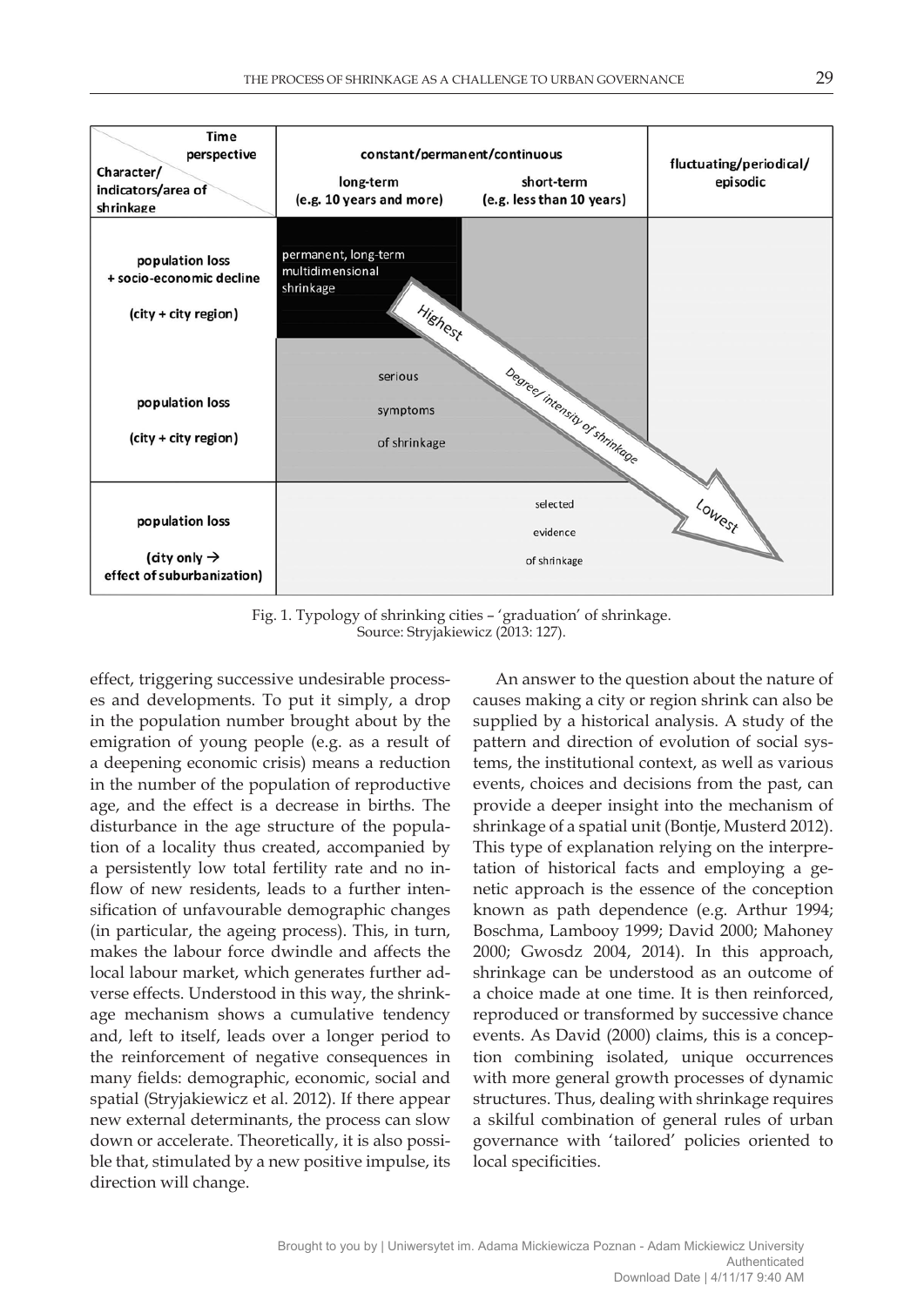| Time perspective / Character/indicators/area of shrinkage | constant/permanent/continuous | | fluctuating/periodical/episodic |
|---|---|---|---|
| | long-term (e.g. 10 years and more) | short-term (e.g. less than 10 years) | |
| population loss + socio-economic decline (city + city region) | permanent, long-term multidimensional shrinkage | | |
| population loss (city + city region) | serious symptoms of shrinkage | | |
| population loss (city only → effect of suburbanization) | selected evidence of shrinkage | | |

Highest → Degree/ intensity of shrinkage → Lowest

Fig. 1. Typology of shrinking cities – 'graduation' of shrinkage.
Source: Stryjakiewicz (2013: 127).

effect, triggering successive undesirable processes and developments. To put it simply, a drop in the population number brought about by the emigration of young people (e.g. as a result of a deepening economic crisis) means a reduction in the number of the population of reproductive age, and the effect is a decrease in births. The disturbance in the age structure of the population of a locality thus created, accompanied by a persistently low total fertility rate and no inflow of new residents, leads to a further intensification of unfavourable demographic changes (in particular, the ageing process). This, in turn, makes the labour force dwindle and affects the local labour market, which generates further adverse effects. Understood in this way, the shrinkage mechanism shows a cumulative tendency and, left to itself, leads over a longer period to the reinforcement of negative consequences in many fields: demographic, economic, social and spatial (Stryjakiewicz et al. 2012). If there appear new external determinants, the process can slow down or accelerate. Theoretically, it is also possible that, stimulated by a new positive impulse, its direction will change.

An answer to the question about the nature of causes making a city or region shrink can also be supplied by a historical analysis. A study of the pattern and direction of evolution of social systems, the institutional context, as well as various events, choices and decisions from the past, can provide a deeper insight into the mechanism of shrinkage of a spatial unit (Bontje, Musterd 2012). This type of explanation relying on the interpretation of historical facts and employing a genetic approach is the essence of the conception known as path dependence (e.g. Arthur 1994; Boschma, Lambooy 1999; David 2000; Mahoney 2000; Gwosdz 2004, 2014). In this approach, shrinkage can be understood as an outcome of a choice made at one time. It is then reinforced, reproduced or transformed by successive chance events. As David (2000) claims, this is a conception combining isolated, unique occurrences with more general growth processes of dynamic structures. Thus, dealing with shrinkage requires a skilful combination of general rules of urban governance with 'tailored' policies oriented to local specificities.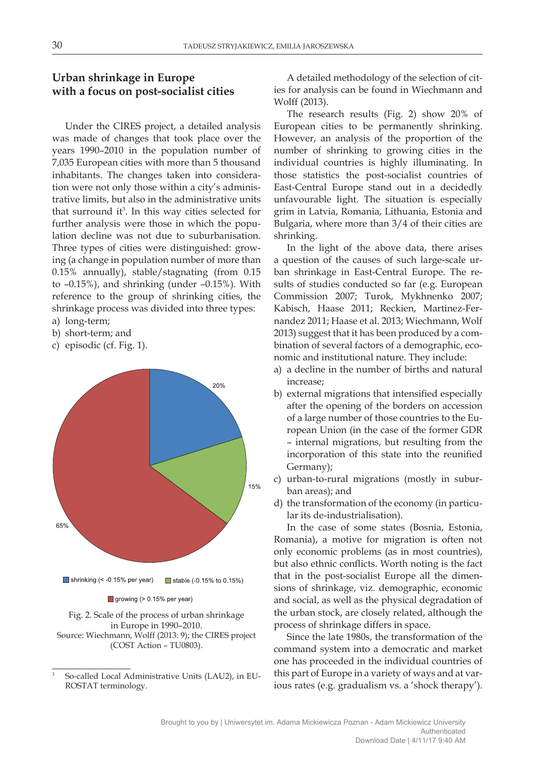## Urban shrinkage in Europe with a focus on post-socialist cities

Under the CIRES project, a detailed analysis was made of changes that took place over the years 1990–2010 in the population number of 7,035 European cities with more than 5 thousand inhabitants. The changes taken into consideration were not only those within a city's administrative limits, but also in the administrative units that surround it[3]. In this way cities selected for further analysis were those in which the population decline was not due to suburbanisation. Three types of cities were distinguished: growing (a change in population number of more than 0.15% annually), stable/stagnating (from 0.15 to –0.15%), and shrinking (under –0.15%). With reference to the group of shrinking cities, the shrinkage process was divided into three types:

a) long-term;
b) short-term; and
c) episodic (cf. Fig. 1).

Fig. 2. Scale of the process of urban shrinkage in Europe in 1990–2010.
Source: Wiechmann, Wolff (2013: 9); the CIRES project (COST Action – TU0803).

[3] So-called Local Administrative Units (LAU2), in EUROSTAT terminology.

A detailed methodology of the selection of cities for analysis can be found in Wiechmann and Wolff (2013).

The research results (Fig. 2) show 20% of European cities to be permanently shrinking. However, an analysis of the proportion of the number of shrinking to growing cities in the individual countries is highly illuminating. In those statistics the post-socialist countries of East-Central Europe stand out in a decidedly unfavourable light. The situation is especially grim in Latvia, Romania, Lithuania, Estonia and Bulgaria, where more than 3/4 of their cities are shrinking.

In the light of the above data, there arises a question of the causes of such large-scale urban shrinkage in East-Central Europe. The results of studies conducted so far (e.g. European Commission 2007; Turok, Mykhnenko 2007; Kabisch, Haase 2011; Reckien, Martinez-Fernandez 2011; Haase et al. 2013; Wiechmann, Wolf 2013) suggest that it has been produced by a combination of several factors of a demographic, economic and institutional nature. They include:

a) a decline in the number of births and natural increase;
b) external migrations that intensified especially after the opening of the borders on accession of a large number of those countries to the European Union (in the case of the former GDR – internal migrations, but resulting from the incorporation of this state into the reunified Germany);
c) urban-to-rural migrations (mostly in suburban areas); and
d) the transformation of the economy (in particular its de-industrialisation).

In the case of some states (Bosnia, Estonia, Romania), a motive for migration is often not only economic problems (as in most countries), but also ethnic conflicts. Worth noting is the fact that in the post-socialist Europe all the dimensions of shrinkage, viz. demographic, economic and social, as well as the physical degradation of the urban stock, are closely related, although the process of shrinkage differs in space.

Since the late 1980s, the transformation of the command system into a democratic and market one has proceeded in the individual countries of this part of Europe in a variety of ways and at various rates (e.g. gradualism vs. a 'shock therapy').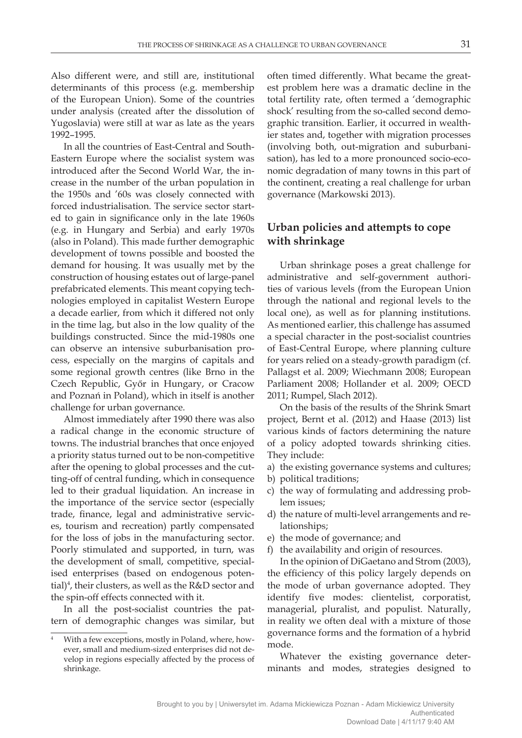Also different were, and still are, institutional determinants of this process (e.g. membership of the European Union). Some of the countries under analysis (created after the dissolution of Yugoslavia) were still at war as late as the years 1992–1995.

In all the countries of East-Central and South-Eastern Europe where the socialist system was introduced after the Second World War, the increase in the number of the urban population in the 1950s and '60s was closely connected with forced industrialisation. The service sector started to gain in significance only in the late 1960s (e.g. in Hungary and Serbia) and early 1970s (also in Poland). This made further demographic development of towns possible and boosted the demand for housing. It was usually met by the construction of housing estates out of large-panel prefabricated elements. This meant copying technologies employed in capitalist Western Europe a decade earlier, from which it differed not only in the time lag, but also in the low quality of the buildings constructed. Since the mid-1980s one can observe an intensive suburbanisation process, especially on the margins of capitals and some regional growth centres (like Brno in the Czech Republic, Győr in Hungary, or Cracow and Poznań in Poland), which in itself is another challenge for urban governance.

Almost immediately after 1990 there was also a radical change in the economic structure of towns. The industrial branches that once enjoyed a priority status turned out to be non-competitive after the opening to global processes and the cutting-off of central funding, which in consequence led to their gradual liquidation. An increase in the importance of the service sector (especially trade, finance, legal and administrative services, tourism and recreation) partly compensated for the loss of jobs in the manufacturing sector. Poorly stimulated and supported, in turn, was the development of small, competitive, specialised enterprises (based on endogenous potential)[4], their clusters, as well as the R&D sector and the spin-off effects connected with it.

In all the post-socialist countries the pattern of demographic changes was similar, but often timed differently. What became the greatest problem here was a dramatic decline in the total fertility rate, often termed a 'demographic shock' resulting from the so-called second demographic transition. Earlier, it occurred in wealthier states and, together with migration processes (involving both, out-migration and suburbanisation), has led to a more pronounced socio-economic degradation of many towns in this part of the continent, creating a real challenge for urban governance (Markowski 2013).

## Urban policies and attempts to cope with shrinkage

Urban shrinkage poses a great challenge for administrative and self-government authorities of various levels (from the European Union through the national and regional levels to the local one), as well as for planning institutions. As mentioned earlier, this challenge has assumed a special character in the post-socialist countries of East-Central Europe, where planning culture for years relied on a steady-growth paradigm (cf. Pallagst et al. 2009; Wiechmann 2008; European Parliament 2008; Hollander et al. 2009; OECD 2011; Rumpel, Slach 2012).

On the basis of the results of the Shrink Smart project, Bernt et al. (2012) and Haase (2013) list various kinds of factors determining the nature of a policy adopted towards shrinking cities. They include:

a) the existing governance systems and cultures;
b) political traditions;
c) the way of formulating and addressing problem issues;
d) the nature of multi-level arrangements and relationships;
e) the mode of governance; and
f) the availability and origin of resources.

In the opinion of DiGaetano and Strom (2003), the efficiency of this policy largely depends on the mode of urban governance adopted. They identify five modes: clientelist, corporatist, managerial, pluralist, and populist. Naturally, in reality we often deal with a mixture of those governance forms and the formation of a hybrid mode.

Whatever the existing governance determinants and modes, strategies designed to

[4] With a few exceptions, mostly in Poland, where, however, small and medium-sized enterprises did not develop in regions especially affected by the process of shrinkage.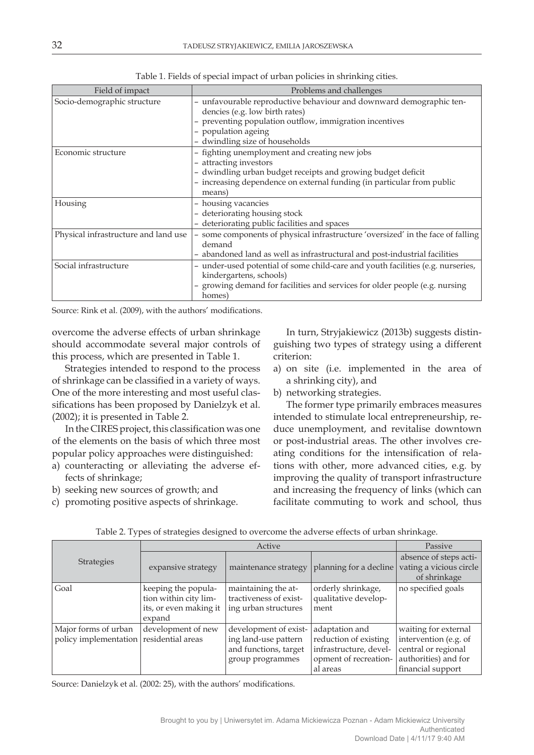Table 1. Fields of special impact of urban policies in shrinking cities.

| Field of impact | Problems and challenges |
|---|---|
| Socio-demographic structure | – unfavourable reproductive behaviour and downward demographic tendencies (e.g. low birth rates)<br>– preventing population outflow, immigration incentives<br>– population ageing<br>– dwindling size of households |
| Economic structure | – fighting unemployment and creating new jobs<br>– attracting investors<br>– dwindling urban budget receipts and growing budget deficit<br>– increasing dependence on external funding (in particular from public means) |
| Housing | – housing vacancies<br>– deteriorating housing stock<br>– deteriorating public facilities and spaces |
| Physical infrastructure and land use | – some components of physical infrastructure 'oversized' in the face of falling demand<br>– abandoned land as well as infrastructural and post-industrial facilities |
| Social infrastructure | – under-used potential of some child-care and youth facilities (e.g. nurseries, kindergartens, schools)<br>– growing demand for facilities and services for older people (e.g. nursing homes) |

Source: Rink et al. (2009), with the authors' modifications.

overcome the adverse effects of urban shrinkage should accommodate several major controls of this process, which are presented in Table 1.

Strategies intended to respond to the process of shrinkage can be classified in a variety of ways. One of the more interesting and most useful classifications has been proposed by Danielzyk et al. (2002); it is presented in Table 2.

In the CIRES project, this classification was one of the elements on the basis of which three most popular policy approaches were distinguished:

a) counteracting or alleviating the adverse effects of shrinkage;
b) seeking new sources of growth; and
c) promoting positive aspects of shrinkage.

In turn, Stryjakiewicz (2013b) suggests distinguishing two types of strategy using a different criterion:

a) on site (i.e. implemented in the area of a shrinking city), and
b) networking strategies.

The former type primarily embraces measures intended to stimulate local entrepreneurship, reduce unemployment, and revitalise downtown or post-industrial areas. The other involves creating conditions for the intensification of relations with other, more advanced cities, e.g. by improving the quality of transport infrastructure and increasing the frequency of links (which can facilitate commuting to work and school, thus

Table 2. Types of strategies designed to overcome the adverse effects of urban shrinkage.

| Strategies | Active | | | Passive |
|---|---|---|---|---|
| | expansive strategy | maintenance strategy | planning for a decline | absence of steps activating a vicious circle of shrinkage |
| Goal | keeping the population within city limits, or even making it expand | maintaining the attractiveness of existing urban structures | orderly shrinkage, qualitative development | no specified goals |
| Major forms of urban policy implementation | development of new residential areas | development of existing land-use pattern and functions, target group programmes | adaptation and reduction of existing infrastructure, development of recreational areas | waiting for external intervention (e.g. of central or regional authorities) and for financial support |

Source: Danielzyk et al. (2002: 25), with the authors' modifications.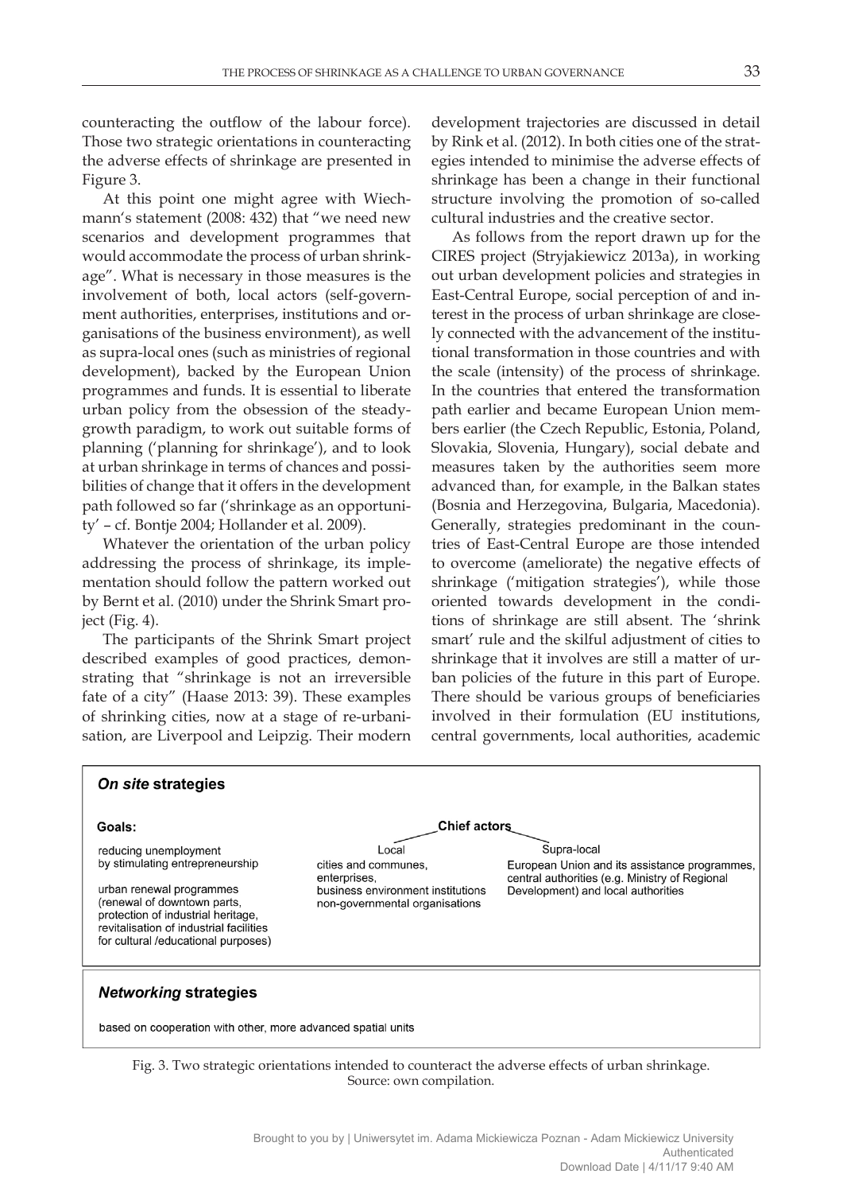counteracting the outflow of the labour force). Those two strategic orientations in counteracting the adverse effects of shrinkage are presented in Figure 3.

At this point one might agree with Wiechmann's statement (2008: 432) that "we need new scenarios and development programmes that would accommodate the process of urban shrinkage". What is necessary in those measures is the involvement of both, local actors (self-government authorities, enterprises, institutions and organisations of the business environment), as well as supra-local ones (such as ministries of regional development), backed by the European Union programmes and funds. It is essential to liberate urban policy from the obsession of the steady-growth paradigm, to work out suitable forms of planning ('planning for shrinkage'), and to look at urban shrinkage in terms of chances and possibilities of change that it offers in the development path followed so far ('shrinkage as an opportunity' – cf. Bontje 2004; Hollander et al. 2009).

Whatever the orientation of the urban policy addressing the process of shrinkage, its implementation should follow the pattern worked out by Bernt et al. (2010) under the Shrink Smart project (Fig. 4).

The participants of the Shrink Smart project described examples of good practices, demonstrating that "shrinkage is not an irreversible fate of a city" (Haase 2013: 39). These examples of shrinking cities, now at a stage of re-urbanisation, are Liverpool and Leipzig. Their modern development trajectories are discussed in detail by Rink et al. (2012). In both cities one of the strategies intended to minimise the adverse effects of shrinkage has been a change in their functional structure involving the promotion of so-called cultural industries and the creative sector.

As follows from the report drawn up for the CIRES project (Stryjakiewicz 2013a), in working out urban development policies and strategies in East-Central Europe, social perception of and interest in the process of urban shrinkage are closely connected with the advancement of the institutional transformation in those countries and with the scale (intensity) of the process of shrinkage. In the countries that entered the transformation path earlier and became European Union members earlier (the Czech Republic, Estonia, Poland, Slovakia, Slovenia, Hungary), social debate and measures taken by the authorities seem more advanced than, for example, in the Balkan states (Bosnia and Herzegovina, Bulgaria, Macedonia). Generally, strategies predominant in the countries of East-Central Europe are those intended to overcome (ameliorate) the negative effects of shrinkage ('mitigation strategies'), while those oriented towards development in the conditions of shrinkage are still absent. The 'shrink smart' rule and the skilful adjustment of cities to shrinkage that it involves are still a matter of urban policies of the future in this part of Europe. There should be various groups of beneficiaries involved in their formulation (EU institutions, central governments, local authorities, academic

***On site* strategies**

**Goals:**

- reducing unemployment by stimulating entrepreneurship
- urban renewal programmes (renewal of downtown parts, protection of industrial heritage, revitalisation of industrial facilities for cultural /educational purposes)

**Chief actors**

| Local | Supra-local |
| --- | --- |
| cities and communes, enterprises, business environment institutions non-governmental organisations | European Union and its assistance programmes, central authorities (e.g. Ministry of Regional Development) and local authorities |

***Networking* strategies**

based on cooperation with other, more advanced spatial units

Fig. 3. Two strategic orientations intended to counteract the adverse effects of urban shrinkage.
Source: own compilation.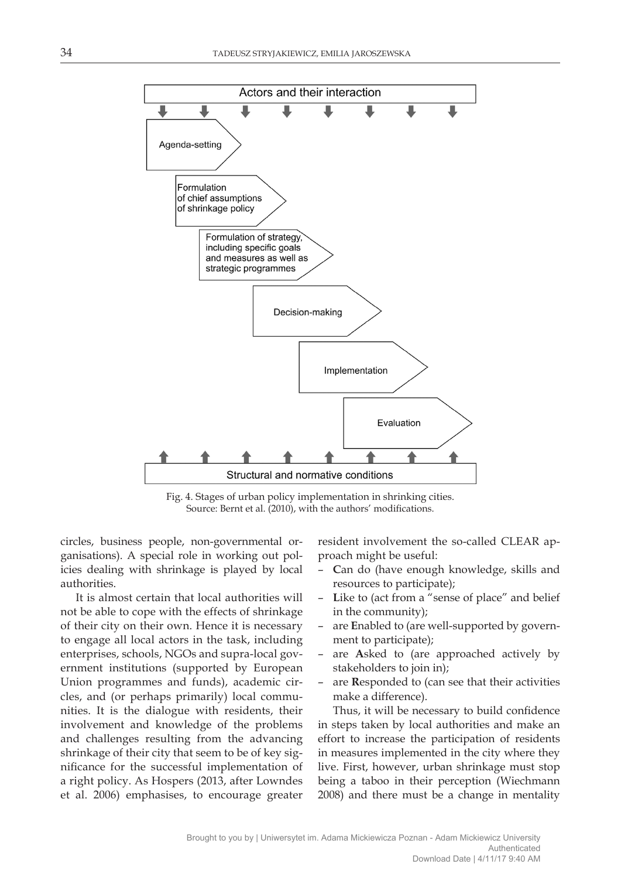Actors and their interaction

Agenda-setting

Formulation of chief assumptions of shrinkage policy

Formulation of strategy, including specific goals and measures as well as strategic programmes

Decision-making

Implementation

Evaluation

Structural and normative conditions

Fig. 4. Stages of urban policy implementation in shrinking cities.
Source: Bernt et al. (2010), with the authors' modifications.

circles, business people, non-governmental organisations). A special role in working out policies dealing with shrinkage is played by local authorities.

It is almost certain that local authorities will not be able to cope with the effects of shrinkage of their city on their own. Hence it is necessary to engage all local actors in the task, including enterprises, schools, NGOs and supra-local government institutions (supported by European Union programmes and funds), academic circles, and (or perhaps primarily) local communities. It is the dialogue with residents, their involvement and knowledge of the problems and challenges resulting from the advancing shrinkage of their city that seem to be of key significance for the successful implementation of a right policy. As Hospers (2013, after Lowndes et al. 2006) emphasises, to encourage greater resident involvement the so-called CLEAR approach might be useful:

- **C**an do (have enough knowledge, skills and resources to participate);
- **L**ike to (act from a "sense of place" and belief in the community);
- are **E**nabled to (are well-supported by government to participate);
- are **A**sked to (are approached actively by stakeholders to join in);
- are **R**esponded to (can see that their activities make a difference).

Thus, it will be necessary to build confidence in steps taken by local authorities and make an effort to increase the participation of residents in measures implemented in the city where they live. First, however, urban shrinkage must stop being a taboo in their perception (Wiechmann 2008) and there must be a change in mentality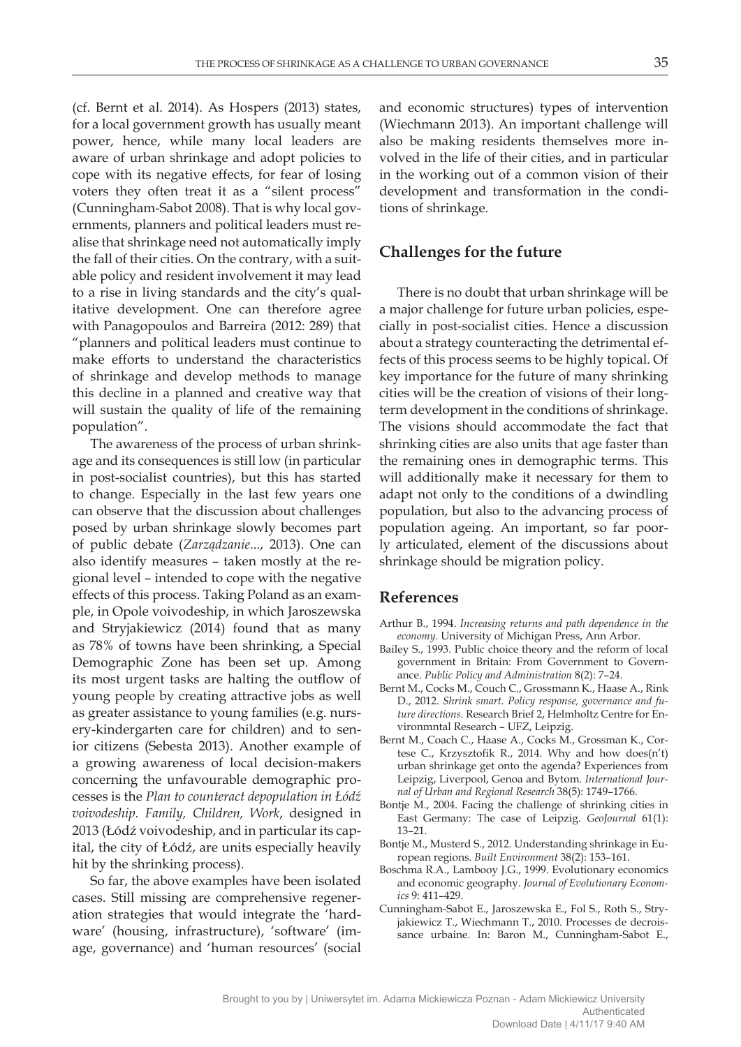(cf. Bernt et al. 2014). As Hospers (2013) states, for a local government growth has usually meant power, hence, while many local leaders are aware of urban shrinkage and adopt policies to cope with its negative effects, for fear of losing voters they often treat it as a "silent process" (Cunningham-Sabot 2008). That is why local governments, planners and political leaders must realise that shrinkage need not automatically imply the fall of their cities. On the contrary, with a suitable policy and resident involvement it may lead to a rise in living standards and the city's qualitative development. One can therefore agree with Panagopoulos and Barreira (2012: 289) that "planners and political leaders must continue to make efforts to understand the characteristics of shrinkage and develop methods to manage this decline in a planned and creative way that will sustain the quality of life of the remaining population".

The awareness of the process of urban shrinkage and its consequences is still low (in particular in post-socialist countries), but this has started to change. Especially in the last few years one can observe that the discussion about challenges posed by urban shrinkage slowly becomes part of public debate (*Zarządzanie*..., 2013). One can also identify measures – taken mostly at the regional level – intended to cope with the negative effects of this process. Taking Poland as an example, in Opole voivodeship, in which Jaroszewska and Stryjakiewicz (2014) found that as many as 78% of towns have been shrinking, a Special Demographic Zone has been set up. Among its most urgent tasks are halting the outflow of young people by creating attractive jobs as well as greater assistance to young families (e.g. nursery-kindergarten care for children) and to senior citizens (Sebesta 2013). Another example of a growing awareness of local decision-makers concerning the unfavourable demographic processes is the *Plan to counteract depopulation in Łódź voivodeship. Family, Children, Work*, designed in 2013 (Łódź voivodeship, and in particular its capital, the city of Łódź, are units especially heavily hit by the shrinking process).

So far, the above examples have been isolated cases. Still missing are comprehensive regeneration strategies that would integrate the 'hardware' (housing, infrastructure), 'software' (image, governance) and 'human resources' (social and economic structures) types of intervention (Wiechmann 2013). An important challenge will also be making residents themselves more involved in the life of their cities, and in particular in the working out of a common vision of their development and transformation in the conditions of shrinkage.

## Challenges for the future

There is no doubt that urban shrinkage will be a major challenge for future urban policies, especially in post-socialist cities. Hence a discussion about a strategy counteracting the detrimental effects of this process seems to be highly topical. Of key importance for the future of many shrinking cities will be the creation of visions of their long-term development in the conditions of shrinkage. The visions should accommodate the fact that shrinking cities are also units that age faster than the remaining ones in demographic terms. This will additionally make it necessary for them to adapt not only to the conditions of a dwindling population, but also to the advancing process of population ageing. An important, so far poorly articulated, element of the discussions about shrinkage should be migration policy.

## References

Arthur B., 1994. *Increasing returns and path dependence in the economy*. University of Michigan Press, Ann Arbor.

Bailey S., 1993. Public choice theory and the reform of local government in Britain: From Government to Governance. *Public Policy and Administration* 8(2): 7–24.

Bernt M., Cocks M., Couch C., Grossmann K., Haase A., Rink D., 2012. *Shrink smart. Policy response, governance and future directions*. Research Brief 2, Helmholtz Centre for Environmntal Research – UFZ, Leipzig.

Bernt M., Coach C., Haase A., Cocks M., Grossman K., Cortese C., Krzysztofik R., 2014. Why and how does(n't) urban shrinkage get onto the agenda? Experiences from Leipzig, Liverpool, Genoa and Bytom. *International Journal of Urban and Regional Research* 38(5): 1749–1766.

Bontje M., 2004. Facing the challenge of shrinking cities in East Germany: The case of Leipzig. *GeoJournal* 61(1): 13–21.

Bontje M., Musterd S., 2012. Understanding shrinkage in European regions. *Built Environment* 38(2): 153–161.

Boschma R.A., Lambooy J.G., 1999. Evolutionary economics and economic geography. *Journal of Evolutionary Economics* 9: 411–429.

Cunningham-Sabot E., Jaroszewska E., Fol S., Roth S., Stryjakiewicz T., Wiechmann T., 2010. Processes de decroissance urbaine. In: Baron M., Cunningham-Sabot E.,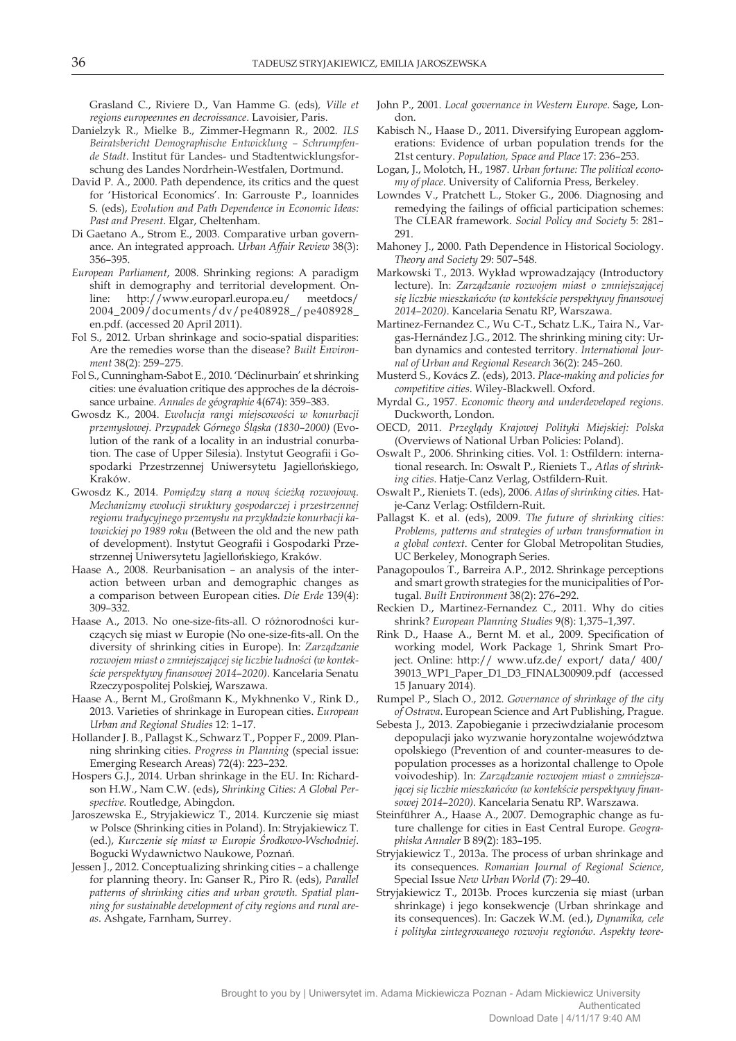Grasland C., Riviere D., Van Hamme G. (eds), *Ville et regions europeennes en decroissance*. Lavoisier, Paris.

Danielzyk R., Mielke B., Zimmer-Hegmann R., 2002. *ILS Beiratsbericht Demographische Entwicklung – Schrumpfende Stadt*. Institut für Landes- und Stadtentwicklungsforschung des Landes Nordrhein-Westfalen, Dortmund.

David P. A., 2000. Path dependence, its critics and the quest for 'Historical Economics'. In: Garrouste P., Ioannides S. (eds), *Evolution and Path Dependence in Economic Ideas: Past and Present*. Elgar, Cheltenham.

Di Gaetano A., Strom E., 2003. Comparative urban governance. An integrated approach. *Urban Affair Review* 38(3): 356–395.

*European Parliament*, 2008. Shrinking regions: A paradigm shift in demography and territorial development. Online: http://www.europarl.europa.eu/ meetdocs/ 2004_2009/documents/dv/pe408928_/pe408928_en.pdf. (accessed 20 April 2011).

Fol S., 2012. Urban shrinkage and socio-spatial disparities: Are the remedies worse than the disease? *Built Environment* 38(2): 259–275.

Fol S., Cunningham-Sabot E., 2010. 'Déclinurbain' et shrinking cities: une évaluation critique des approches de la décroissance urbaine. *Annales de géographie* 4(674): 359–383.

Gwosdz K., 2004. *Ewolucja rangi miejscowości w konurbacji przemysłowej. Przypadek Górnego Śląska (1830–2000)* (Evolution of the rank of a locality in an industrial conurbation. The case of Upper Silesia). Instytut Geografii i Gospodarki Przestrzennej Uniwersytetu Jagiellońskiego, Kraków.

Gwosdz K., 2014. *Pomiędzy starą a nową ścieżką rozwojową. Mechanizmy ewolucji struktury gospodarczej i przestrzennej regionu tradycyjnego przemysłu na przykładzie konurbacji katowickiej po 1989 roku* (Between the old and the new path of development). Instytut Geografii i Gospodarki Przestrzennej Uniwersytetu Jagiellońskiego, Kraków.

Haase A., 2008. Reurbanisation – an analysis of the interaction between urban and demographic changes as a comparison between European cities. *Die Erde* 139(4): 309–332.

Haase A., 2013. No one-size-fits-all. O różnorodności kurczących się miast w Europie (No one-size-fits-all. On the diversity of shrinking cities in Europe). In: *Zarządzanie rozwojem miast o zmniejszającej się liczbie ludności (w kontekście perspektywy finansowej 2014–2020)*. Kancelaria Senatu Rzeczypospolitej Polskiej, Warszawa.

Haase A., Bernt M., Großmann K., Mykhnenko V., Rink D., 2013. Varieties of shrinkage in European cities. *European Urban and Regional Studies* 12: 1–17.

Hollander J. B., Pallagst K., Schwarz T., Popper F., 2009. Planning shrinking cities. *Progress in Planning* (special issue: Emerging Research Areas) 72(4): 223–232.

Hospers G.J., 2014. Urban shrinkage in the EU. In: Richardson H.W., Nam C.W. (eds), *Shrinking Cities: A Global Perspective*. Routledge, Abingdon.

Jaroszewska E., Stryjakiewicz T., 2014. Kurczenie się miast w Polsce (Shrinking cities in Poland). In: Stryjakiewicz T. (ed.), *Kurczenie się miast w Europie Środkowo-Wschodniej*. Bogucki Wydawnictwo Naukowe, Poznań.

Jessen J., 2012. Conceptualizing shrinking cities – a challenge for planning theory. In: Ganser R., Piro R. (eds), *Parallel patterns of shrinking cities and urban growth. Spatial planning for sustainable development of city regions and rural areas*. Ashgate, Farnham, Surrey.

John P., 2001. *Local governance in Western Europe*. Sage, London.

Kabisch N., Haase D., 2011. Diversifying European agglomerations: Evidence of urban population trends for the 21st century. *Population, Space and Place* 17: 236–253.

Logan, J., Molotch, H., 1987. *Urban fortune: The political economy of place*. University of California Press, Berkeley.

Lowndes V., Pratchett L., Stoker G., 2006. Diagnosing and remedying the failings of official participation schemes: The CLEAR framework. *Social Policy and Society* 5: 281–291.

Mahoney J., 2000. Path Dependence in Historical Sociology. *Theory and Society* 29: 507–548.

Markowski T., 2013. Wykład wprowadzający (Introductory lecture). In: *Zarządzanie rozwojem miast o zmniejszającej się liczbie mieszkańców (w kontekście perspektywy finansowej 2014–2020)*. Kancelaria Senatu RP, Warszawa.

Martinez-Fernandez C., Wu C-T., Schatz L.K., Taira N., Vargas-Hernández J.G., 2012. The shrinking mining city: Urban dynamics and contested territory. *International Journal of Urban and Regional Research* 36(2): 245–260.

Musterd S., Kovács Z. (eds), 2013. *Place-making and policies for competitive cities*. Wiley-Blackwell. Oxford.

Myrdal G., 1957. *Economic theory and underdeveloped regions*. Duckworth, London.

OECD, 2011. *Przeglądy Krajowej Polityki Miejskiej: Polska* (Overviews of National Urban Policies: Poland).

Oswalt P., 2006. Shrinking cities. Vol. 1: Ostfildern: international research. In: Oswalt P., Rieniets T., *Atlas of shrinking cities*. Hatje-Canz Verlag, Ostfildern-Ruit.

Oswalt P., Rieniets T. (eds), 2006. *Atlas of shrinking cities*. Hatje-Canz Verlag: Ostfildern-Ruit.

Pallagst K. et al. (eds), 2009. *The future of shrinking cities: Problems, patterns and strategies of urban transformation in a global context*. Center for Global Metropolitan Studies, UC Berkeley, Monograph Series.

Panagopoulos T., Barreira A.P., 2012. Shrinkage perceptions and smart growth strategies for the municipalities of Portugal. *Built Environment* 38(2): 276–292.

Reckien D., Martinez-Fernandez C., 2011. Why do cities shrink? *European Planning Studies* 9(8): 1,375–1,397.

Rink D., Haase A., Bernt M. et al., 2009. Specification of working model, Work Package 1, Shrink Smart Project. Online: http:// www.ufz.de/ export/ data/ 400/ 39013_WP1_Paper_D1_D3_FINAL300909.pdf (accessed 15 January 2014).

Rumpel P., Slach O., 2012. *Governance of shrinkage of the city of Ostrava*. European Science and Art Publishing, Prague.

Sebesta J., 2013. Zapobieganie i przeciwdziałanie procesom depopulacji jako wyzwanie horyzontalne województwa opolskiego (Prevention of and counter-measures to depopulation processes as a horizontal challenge to Opole voivodeship). In: *Zarządzanie rozwojem miast o zmniejszającej się liczbie mieszkańców (w kontekście perspektywy finansowej 2014–2020)*. Kancelaria Senatu RP. Warszawa.

Steinführer A., Haase A., 2007. Demographic change as future challenge for cities in East Central Europe. *Geographiska Annaler* B 89(2): 183–195.

Stryjakiewicz T., 2013a. The process of urban shrinkage and its consequences. *Romanian Journal of Regional Science*, Special Issue *New Urban World* (7): 29–40.

Stryjakiewicz T., 2013b. Proces kurczenia się miast (urban shrinkage) i jego konsekwencje (Urban shrinkage and its consequences). In: Gaczek W.M. (ed.), *Dynamika, cele i polityka zintegrowanego rozwoju regionów. Aspekty teore-*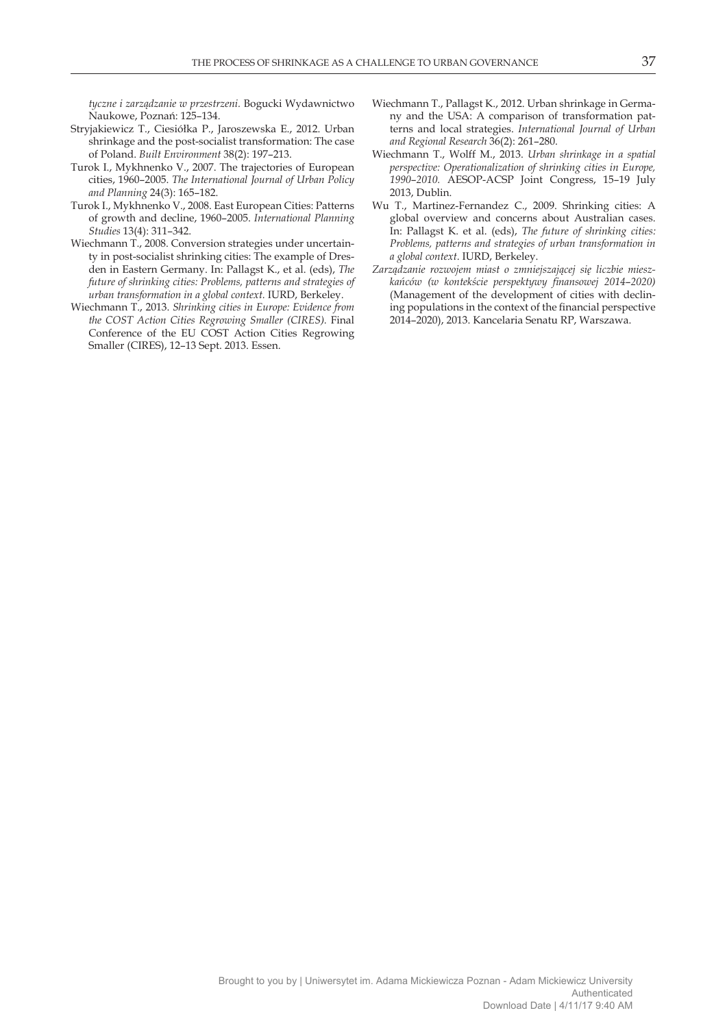*tyczne i zarządzanie w przestrzeni*. Bogucki Wydawnictwo Naukowe, Poznań: 125–134.

Stryjakiewicz T., Ciesiółka P., Jaroszewska E., 2012. Urban shrinkage and the post-socialist transformation: The case of Poland. *Built Environment* 38(2): 197–213.

Turok I., Mykhnenko V., 2007. The trajectories of European cities, 1960–2005. *The International Journal of Urban Policy and Planning* 24(3): 165–182.

Turok I., Mykhnenko V., 2008. East European Cities: Patterns of growth and decline, 1960–2005. *International Planning Studies* 13(4): 311–342.

Wiechmann T., 2008. Conversion strategies under uncertainty in post-socialist shrinking cities: The example of Dresden in Eastern Germany. In: Pallagst K., et al. (eds), *The future of shrinking cities: Problems, patterns and strategies of urban transformation in a global context*. IURD, Berkeley.

Wiechmann T., 2013. *Shrinking cities in Europe: Evidence from the COST Action Cities Regrowing Smaller (CIRES)*. Final Conference of the EU COST Action Cities Regrowing Smaller (CIRES), 12–13 Sept. 2013. Essen.

Wiechmann T., Pallagst K., 2012. Urban shrinkage in Germany and the USA: A comparison of transformation patterns and local strategies. *International Journal of Urban and Regional Research* 36(2): 261–280.

Wiechmann T., Wolff M., 2013. *Urban shrinkage in a spatial perspective: Operationalization of shrinking cities in Europe, 1990–2010*. AESOP-ACSP Joint Congress, 15–19 July 2013, Dublin.

Wu T., Martinez-Fernandez C., 2009. Shrinking cities: A global overview and concerns about Australian cases. In: Pallagst K. et al. (eds), *The future of shrinking cities: Problems, patterns and strategies of urban transformation in a global context*. IURD, Berkeley.

*Zarządzanie rozwojem miast o zmniejszającej się liczbie mieszkańców (w kontekście perspektywy finansowej 2014–2020)* (Management of the development of cities with declining populations in the context of the financial perspective 2014–2020), 2013. Kancelaria Senatu RP, Warszawa.